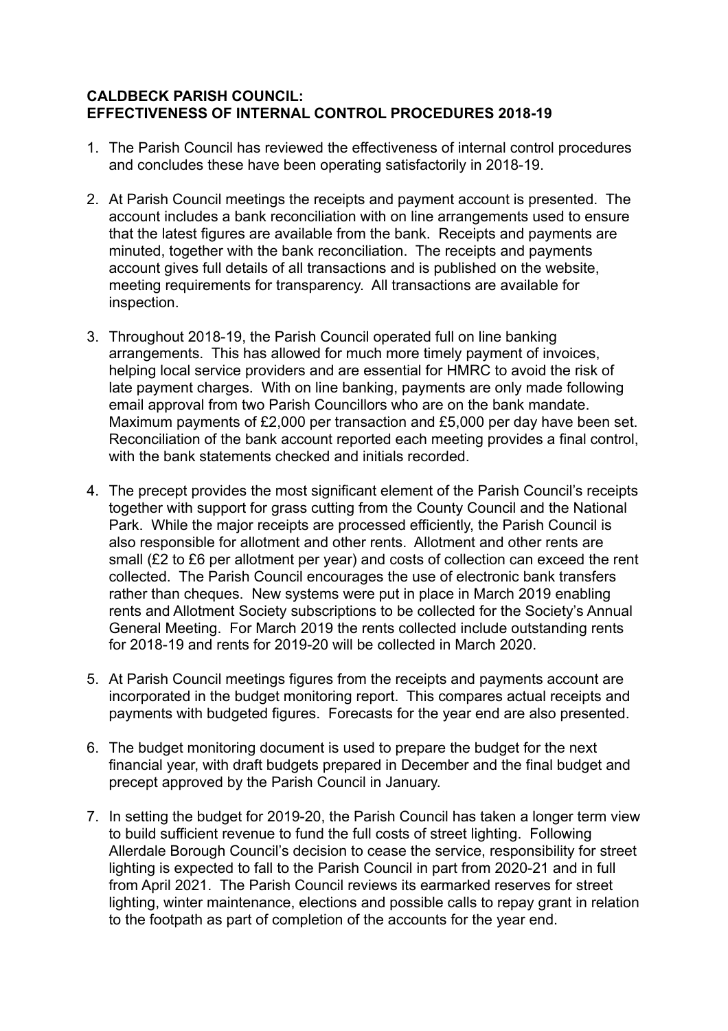**CALDBECK PARISH COUNCIL:**
**EFFECTIVENESS OF INTERNAL CONTROL PROCEDURES 2018-19**

1. The Parish Council has reviewed the effectiveness of internal control procedures and concludes these have been operating satisfactorily in 2018-19.

2. At Parish Council meetings the receipts and payment account is presented. The account includes a bank reconciliation with on line arrangements used to ensure that the latest figures are available from the bank. Receipts and payments are minuted, together with the bank reconciliation. The receipts and payments account gives full details of all transactions and is published on the website, meeting requirements for transparency. All transactions are available for inspection.

3. Throughout 2018-19, the Parish Council operated full on line banking arrangements. This has allowed for much more timely payment of invoices, helping local service providers and are essential for HMRC to avoid the risk of late payment charges. With on line banking, payments are only made following email approval from two Parish Councillors who are on the bank mandate. Maximum payments of £2,000 per transaction and £5,000 per day have been set. Reconciliation of the bank account reported each meeting provides a final control, with the bank statements checked and initials recorded.

4. The precept provides the most significant element of the Parish Council's receipts together with support for grass cutting from the County Council and the National Park. While the major receipts are processed efficiently, the Parish Council is also responsible for allotment and other rents. Allotment and other rents are small (£2 to £6 per allotment per year) and costs of collection can exceed the rent collected. The Parish Council encourages the use of electronic bank transfers rather than cheques. New systems were put in place in March 2019 enabling rents and Allotment Society subscriptions to be collected for the Society's Annual General Meeting. For March 2019 the rents collected include outstanding rents for 2018-19 and rents for 2019-20 will be collected in March 2020.

5. At Parish Council meetings figures from the receipts and payments account are incorporated in the budget monitoring report. This compares actual receipts and payments with budgeted figures. Forecasts for the year end are also presented.

6. The budget monitoring document is used to prepare the budget for the next financial year, with draft budgets prepared in December and the final budget and precept approved by the Parish Council in January.

7. In setting the budget for 2019-20, the Parish Council has taken a longer term view to build sufficient revenue to fund the full costs of street lighting. Following Allerdale Borough Council's decision to cease the service, responsibility for street lighting is expected to fall to the Parish Council in part from 2020-21 and in full from April 2021. The Parish Council reviews its earmarked reserves for street lighting, winter maintenance, elections and possible calls to repay grant in relation to the footpath as part of completion of the accounts for the year end.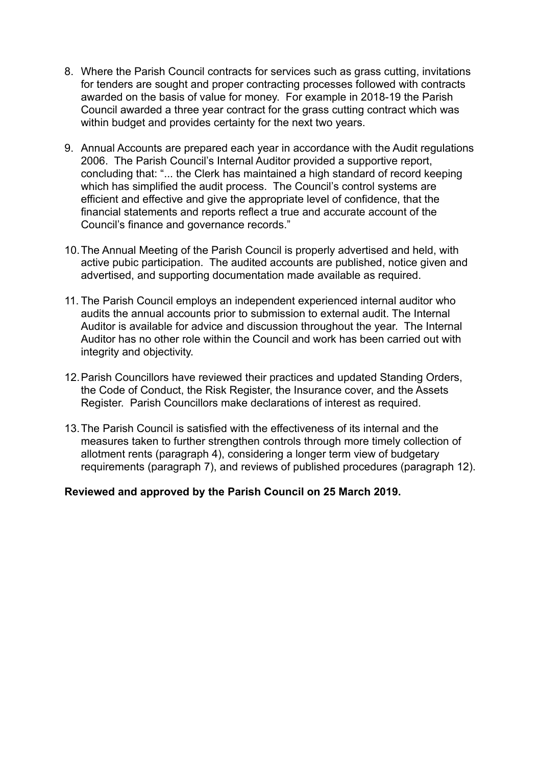8. Where the Parish Council contracts for services such as grass cutting, invitations for tenders are sought and proper contracting processes followed with contracts awarded on the basis of value for money. For example in 2018-19 the Parish Council awarded a three year contract for the grass cutting contract which was within budget and provides certainty for the next two years.

9. Annual Accounts are prepared each year in accordance with the Audit regulations 2006. The Parish Council's Internal Auditor provided a supportive report, concluding that: "... the Clerk has maintained a high standard of record keeping which has simplified the audit process. The Council's control systems are efficient and effective and give the appropriate level of confidence, that the financial statements and reports reflect a true and accurate account of the Council's finance and governance records."

10. The Annual Meeting of the Parish Council is properly advertised and held, with active pubic participation. The audited accounts are published, notice given and advertised, and supporting documentation made available as required.

11. The Parish Council employs an independent experienced internal auditor who audits the annual accounts prior to submission to external audit. The Internal Auditor is available for advice and discussion throughout the year. The Internal Auditor has no other role within the Council and work has been carried out with integrity and objectivity.

12. Parish Councillors have reviewed their practices and updated Standing Orders, the Code of Conduct, the Risk Register, the Insurance cover, and the Assets Register. Parish Councillors make declarations of interest as required.

13. The Parish Council is satisfied with the effectiveness of its internal and the measures taken to further strengthen controls through more timely collection of allotment rents (paragraph 4), considering a longer term view of budgetary requirements (paragraph 7), and reviews of published procedures (paragraph 12).

**Reviewed and approved by the Parish Council on 25 March 2019.**